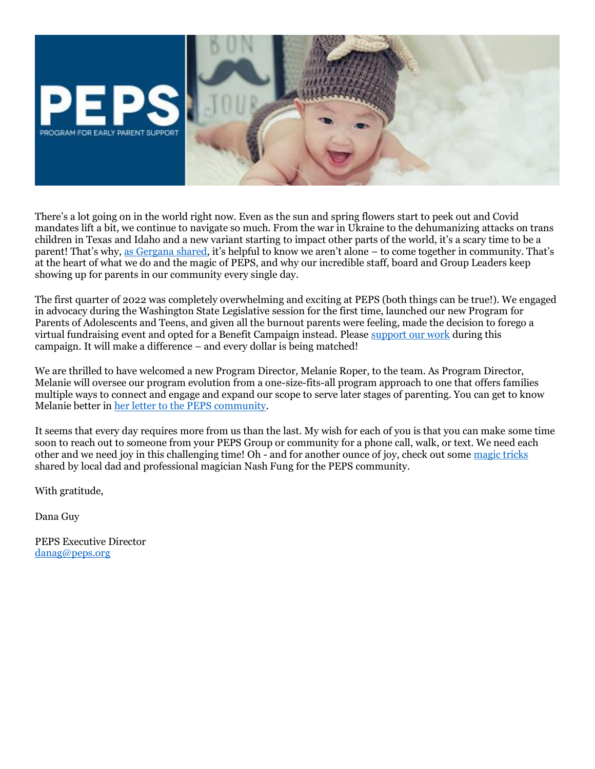There's a lot going on in the world right now. Even as the sun and spring flowers start to peek out and Covid mandates lift a bit, we continue to navigate so much. From the war in Ukraine to the dehumanizing attacks on trans children in Texas and Idaho and a new variant starting to impact other parts of the world, it's a scary time to be a parent! That's why, as Gergana shared, it's helpful to know we aren't alone – to come together in community. That's at the heart of what we do and the magic of PEPS, and why our incredible staff, board and Group Leaders keep showing up for parents in our community every single day.

The first quarter of 2022 was completely overwhelming and exciting at PEPS (both things can be true!). We engaged in advocacy during the Washington State Legislative session for the first time, launched our new Program for Parents of Adolescents and Teens, and given all the burnout parents were feeling, made the decision to forego a virtual fundraising event and opted for a Benefit Campaign instead. Please support our work during this campaign. It will make a difference – and every dollar is being matched!

We are thrilled to have welcomed a new Program Director, Melanie Roper, to the team. As Program Director, Melanie will oversee our program evolution from a one-size-fits-all program approach to one that offers families multiple ways to connect and engage and expand our scope to serve later stages of parenting. You can get to know Melanie better in her letter to the PEPS community.

It seems that every day requires more from us than the last. My wish for each of you is that you can make some time soon to reach out to someone from your PEPS Group or community for a phone call, walk, or text. We need each other and we need joy in this challenging time! Oh - and for another ounce of joy, check out some magic tricks shared by local dad and professional magician Nash Fung for the PEPS community.

With gratitude,

Dana Guy

PEPS Executive Director
danag@peps.org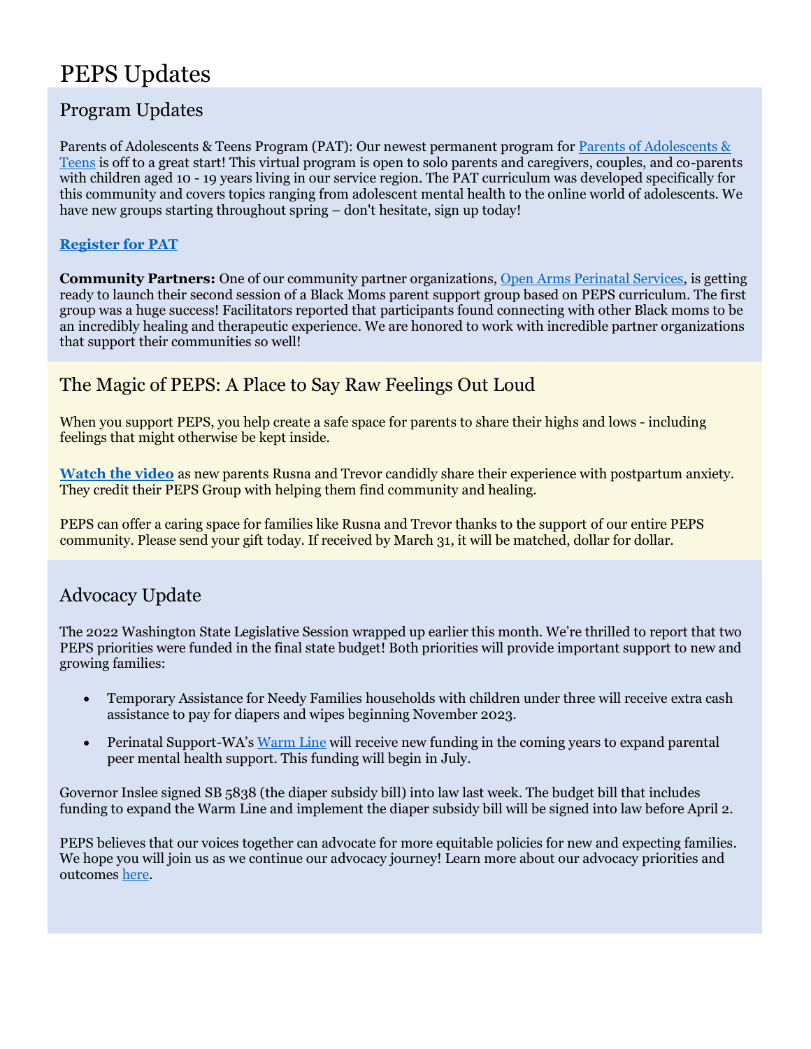# PEPS Updates

## Program Updates

Parents of Adolescents & Teens Program (PAT): Our newest permanent program for Parents of Adolescents & Teens is off to a great start! This virtual program is open to solo parents and caregivers, couples, and co-parents with children aged 10 - 19 years living in our service region. The PAT curriculum was developed specifically for this community and covers topics ranging from adolescent mental health to the online world of adolescents. We have new groups starting throughout spring – don't hesitate, sign up today!

**Register for PAT**

**Community Partners:** One of our community partner organizations, Open Arms Perinatal Services, is getting ready to launch their second session of a Black Moms parent support group based on PEPS curriculum. The first group was a huge success! Facilitators reported that participants found connecting with other Black moms to be an incredibly healing and therapeutic experience. We are honored to work with incredible partner organizations that support their communities so well!

## The Magic of PEPS: A Place to Say Raw Feelings Out Loud

When you support PEPS, you help create a safe space for parents to share their highs and lows - including feelings that might otherwise be kept inside.

**Watch the video** as new parents Rusna and Trevor candidly share their experience with postpartum anxiety. They credit their PEPS Group with helping them find community and healing.

PEPS can offer a caring space for families like Rusna and Trevor thanks to the support of our entire PEPS community. Please send your gift today. If received by March 31, it will be matched, dollar for dollar.

## Advocacy Update

The 2022 Washington State Legislative Session wrapped up earlier this month. We're thrilled to report that two PEPS priorities were funded in the final state budget! Both priorities will provide important support to new and growing families:

- Temporary Assistance for Needy Families households with children under three will receive extra cash assistance to pay for diapers and wipes beginning November 2023.
- Perinatal Support-WA's Warm Line will receive new funding in the coming years to expand parental peer mental health support. This funding will begin in July.

Governor Inslee signed SB 5838 (the diaper subsidy bill) into law last week. The budget bill that includes funding to expand the Warm Line and implement the diaper subsidy bill will be signed into law before April 2.

PEPS believes that our voices together can advocate for more equitable policies for new and expecting families. We hope you will join us as we continue our advocacy journey! Learn more about our advocacy priorities and outcomes here.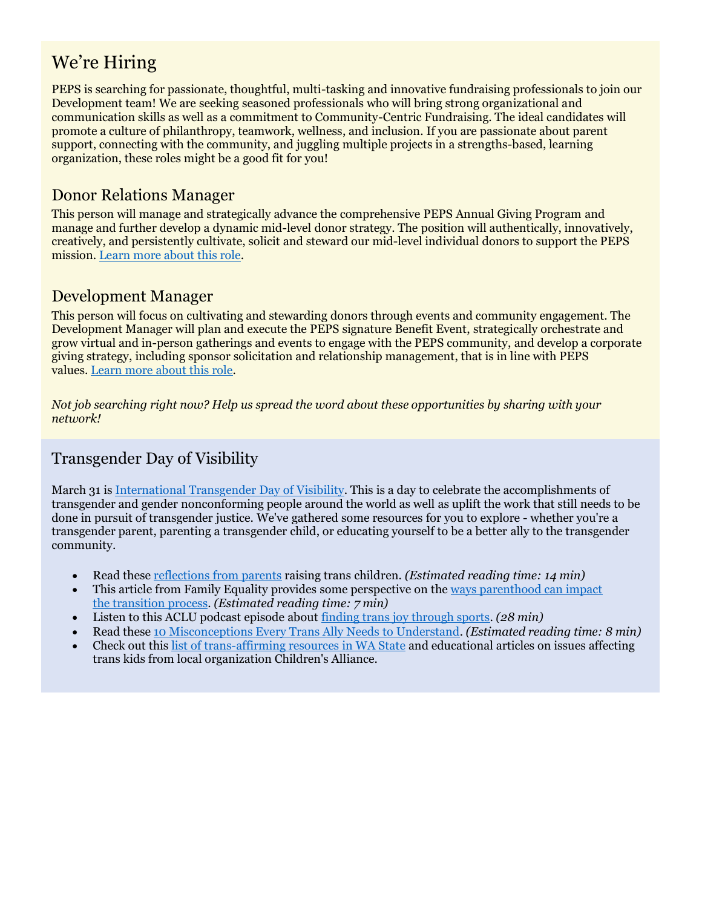## We're Hiring

PEPS is searching for passionate, thoughtful, multi-tasking and innovative fundraising professionals to join our Development team! We are seeking seasoned professionals who will bring strong organizational and communication skills as well as a commitment to Community-Centric Fundraising. The ideal candidates will promote a culture of philanthropy, teamwork, wellness, and inclusion. If you are passionate about parent support, connecting with the community, and juggling multiple projects in a strengths-based, learning organization, these roles might be a good fit for you!

### Donor Relations Manager

This person will manage and strategically advance the comprehensive PEPS Annual Giving Program and manage and further develop a dynamic mid-level donor strategy. The position will authentically, innovatively, creatively, and persistently cultivate, solicit and steward our mid-level individual donors to support the PEPS mission. Learn more about this role.

### Development Manager

This person will focus on cultivating and stewarding donors through events and community engagement. The Development Manager will plan and execute the PEPS signature Benefit Event, strategically orchestrate and grow virtual and in-person gatherings and events to engage with the PEPS community, and develop a corporate giving strategy, including sponsor solicitation and relationship management, that is in line with PEPS values. Learn more about this role.

*Not job searching right now? Help us spread the word about these opportunities by sharing with your network!*

## Transgender Day of Visibility

March 31 is International Transgender Day of Visibility. This is a day to celebrate the accomplishments of transgender and gender nonconforming people around the world as well as uplift the work that still needs to be done in pursuit of transgender justice. We've gathered some resources for you to explore - whether you're a transgender parent, parenting a transgender child, or educating yourself to be a better ally to the transgender community.

- Read these reflections from parents raising trans children. *(Estimated reading time: 14 min)*
- This article from Family Equality provides some perspective on the ways parenthood can impact the transition process. *(Estimated reading time: 7 min)*
- Listen to this ACLU podcast episode about finding trans joy through sports. *(28 min)*
- Read these 10 Misconceptions Every Trans Ally Needs to Understand. *(Estimated reading time: 8 min)*
- Check out this list of trans-affirming resources in WA State and educational articles on issues affecting trans kids from local organization Children's Alliance.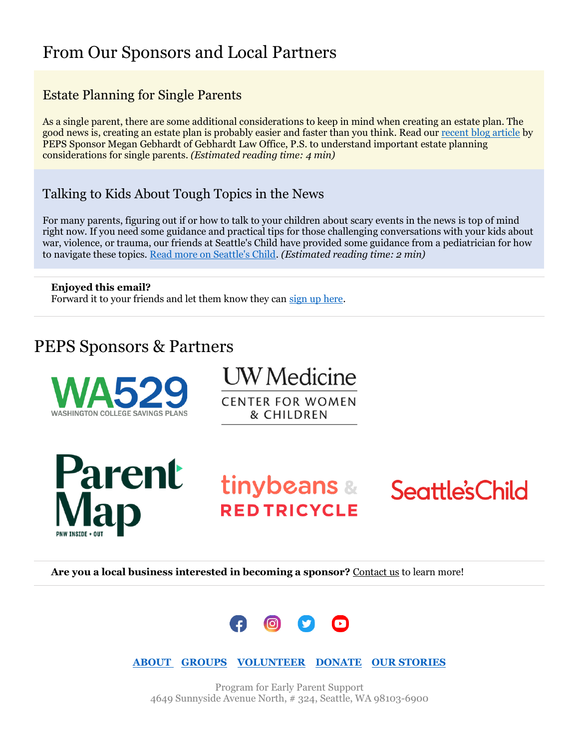# From Our Sponsors and Local Partners

## Estate Planning for Single Parents

As a single parent, there are some additional considerations to keep in mind when creating an estate plan. The good news is, creating an estate plan is probably easier and faster than you think. Read our recent blog article by PEPS Sponsor Megan Gebhardt of Gebhardt Law Office, P.S. to understand important estate planning considerations for single parents. *(Estimated reading time: 4 min)*

## Talking to Kids About Tough Topics in the News

For many parents, figuring out if or how to talk to your children about scary events in the news is top of mind right now. If you need some guidance and practical tips for those challenging conversations with your kids about war, violence, or trauma, our friends at Seattle's Child have provided some guidance from a pediatrician for how to navigate these topics. Read more on Seattle's Child. *(Estimated reading time: 2 min)*

---

**Enjoyed this email?**
Forward it to your friends and let them know they can sign up here.

---

# PEPS Sponsors & Partners

WA529 WASHINGTON COLLEGE SAVINGS PLANS

UW Medicine CENTER FOR WOMEN & CHILDREN

Parent Map PNW INSIDE + OUT

tinybeans & RED TRICYCLE

Seattle's Child

---

**Are you a local business interested in becoming a sponsor?** Contact us to learn more!

---

**ABOUT** **GROUPS** **VOLUNTEER** **DONATE** **OUR STORIES**

Program for Early Parent Support
4649 Sunnyside Avenue North, # 324, Seattle, WA 98103-6900